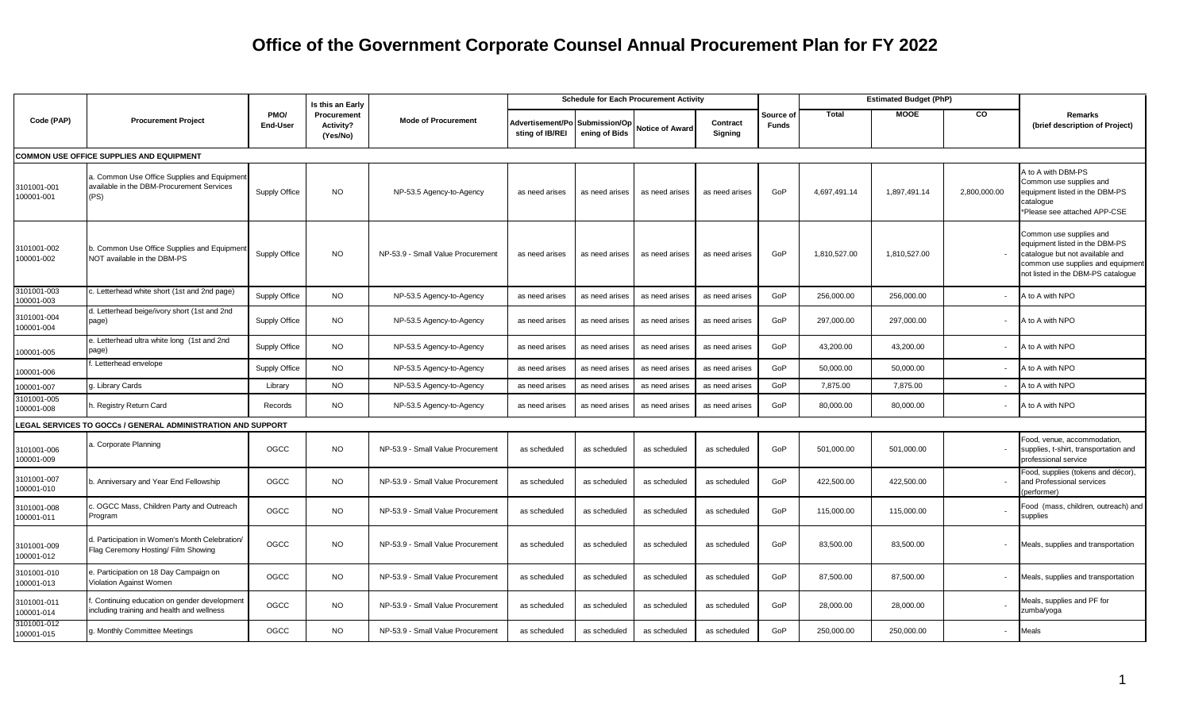# Office of the Government Corporate Counsel Annual Procurement Plan for FY 2022

| Code (PAP) | Procurement Project | PMO/ End-User | Is this an Early Procurement Activity? (Yes/No) | Mode of Procurement | Schedule for Each Procurement Activity | | | | Source of Funds | Estimated Budget (PhP) | | | Remarks (brief description of Project) |
|---|---|---|---|---|---|---|---|---|---|---|---|---|---|
| | | | | | Advertisement/Posting of IB/REI | Submission/Opening of Bids | Notice of Award | Contract Signing | | Total | MOOE | CO | |
| **COMMON USE OFFICE SUPPLIES AND EQUIPMENT** | | | | | | | | | | | | | |
| 3101001-001 100001-001 | a. Common Use Office Supplies and Equipment available in the DBM-Procurement Services (PS) | Supply Office | NO | NP-53.5 Agency-to-Agency | as need arises | as need arises | as need arises | as need arises | GoP | 4,697,491.14 | 1,897,491.14 | 2,800,000.00 | A to A with DBM-PS Common use supplies and equipment listed in the DBM-PS catalogue *Please see attached APP-CSE |
| 3101001-002 100001-002 | b. Common Use Office Supplies and Equipment NOT available in the DBM-PS | Supply Office | NO | NP-53.9 - Small Value Procurement | as need arises | as need arises | as need arises | as need arises | GoP | 1,810,527.00 | 1,810,527.00 | - | Common use supplies and equipment listed in the DBM-PS catalogue but not available and common use supplies and equipment not listed in the DBM-PS catalogue |
| 3101001-003 100001-003 | c. Letterhead white short (1st and 2nd page) | Supply Office | NO | NP-53.5 Agency-to-Agency | as need arises | as need arises | as need arises | as need arises | GoP | 256,000.00 | 256,000.00 | - | A to A with NPO |
| 3101001-004 100001-004 | d. Letterhead beige/ivory short (1st and 2nd page) | Supply Office | NO | NP-53.5 Agency-to-Agency | as need arises | as need arises | as need arises | as need arises | GoP | 297,000.00 | 297,000.00 | - | A to A with NPO |
| 100001-005 | e. Letterhead ultra white long (1st and 2nd page) | Supply Office | NO | NP-53.5 Agency-to-Agency | as need arises | as need arises | as need arises | as need arises | GoP | 43,200.00 | 43,200.00 | - | A to A with NPO |
| 100001-006 | f. Letterhead envelope | Supply Office | NO | NP-53.5 Agency-to-Agency | as need arises | as need arises | as need arises | as need arises | GoP | 50,000.00 | 50,000.00 | - | A to A with NPO |
| 100001-007 | g. Library Cards | Library | NO | NP-53.5 Agency-to-Agency | as need arises | as need arises | as need arises | as need arises | GoP | 7,875.00 | 7,875.00 | - | A to A with NPO |
| 3101001-005 100001-008 | h. Registry Return Card | Records | NO | NP-53.5 Agency-to-Agency | as need arises | as need arises | as need arises | as need arises | GoP | 80,000.00 | 80,000.00 | - | A to A with NPO |
| **LEGAL SERVICES TO GOCCs / GENERAL ADMINISTRATION AND SUPPORT** | | | | | | | | | | | | | |
| 3101001-006 100001-009 | a. Corporate Planning | OGCC | NO | NP-53.9 - Small Value Procurement | as scheduled | as scheduled | as scheduled | as scheduled | GoP | 501,000.00 | 501,000.00 | - | Food, venue, accommodation, supplies, t-shirt, transportation and professional service |
| 3101001-007 100001-010 | b. Anniversary and Year End Fellowship | OGCC | NO | NP-53.9 - Small Value Procurement | as scheduled | as scheduled | as scheduled | as scheduled | GoP | 422,500.00 | 422,500.00 | - | Food, supplies (tokens and décor), and Professional services (performer) |
| 3101001-008 100001-011 | c. OGCC Mass, Children Party and Outreach Program | OGCC | NO | NP-53.9 - Small Value Procurement | as scheduled | as scheduled | as scheduled | as scheduled | GoP | 115,000.00 | 115,000.00 | - | Food (mass, children, outreach) and supplies |
| 3101001-009 100001-012 | d. Participation in Women's Month Celebration/ Flag Ceremony Hosting/ Film Showing | OGCC | NO | NP-53.9 - Small Value Procurement | as scheduled | as scheduled | as scheduled | as scheduled | GoP | 83,500.00 | 83,500.00 | - | Meals, supplies and transportation |
| 3101001-010 100001-013 | e. Participation on 18 Day Campaign on Violation Against Women | OGCC | NO | NP-53.9 - Small Value Procurement | as scheduled | as scheduled | as scheduled | as scheduled | GoP | 87,500.00 | 87,500.00 | - | Meals, supplies and transportation |
| 3101001-011 100001-014 | f. Continuing education on gender development including training and health and wellness | OGCC | NO | NP-53.9 - Small Value Procurement | as scheduled | as scheduled | as scheduled | as scheduled | GoP | 28,000.00 | 28,000.00 | - | Meals, supplies and PF for zumba/yoga |
| 3101001-012 100001-015 | g. Monthly Committee Meetings | OGCC | NO | NP-53.9 - Small Value Procurement | as scheduled | as scheduled | as scheduled | as scheduled | GoP | 250,000.00 | 250,000.00 | - | Meals |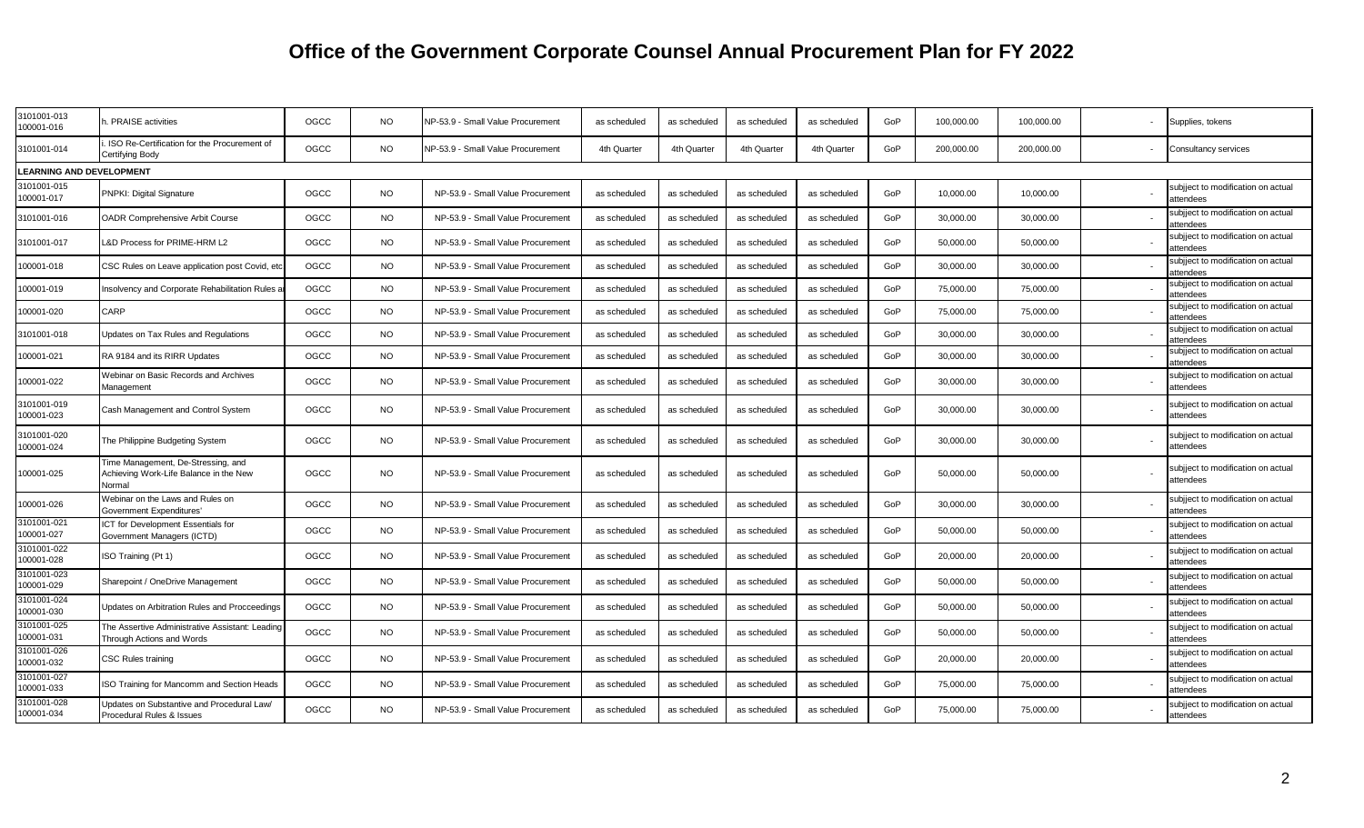# Office of the Government Corporate Counsel Annual Procurement Plan for FY 2022

| | | | | | | | | | | | | | |
|---|---|---|---|---|---|---|---|---|---|---|---|---|---|
| 3101001-013 100001-016 | h. PRAISE activities | OGCC | NO | NP-53.9 - Small Value Procurement | as scheduled | as scheduled | as scheduled | as scheduled | GoP | 100,000.00 | 100,000.00 | - | Supplies, tokens |
| 3101001-014 | i. ISO Re-Certification for the Procurement of Certifying Body | OGCC | NO | NP-53.9 - Small Value Procurement | 4th Quarter | 4th Quarter | 4th Quarter | 4th Quarter | GoP | 200,000.00 | 200,000.00 | - | Consultancy services |
| **LEARNING AND DEVELOPMENT** | | | | | | | | | | | | | |
| 3101001-015 100001-017 | PNPKI: Digital Signature | OGCC | NO | NP-53.9 - Small Value Procurement | as scheduled | as scheduled | as scheduled | as scheduled | GoP | 10,000.00 | 10,000.00 | - | subject to modification on actual attendees |
| 3101001-016 | OADR Comprehensive Arbit Course | OGCC | NO | NP-53.9 - Small Value Procurement | as scheduled | as scheduled | as scheduled | as scheduled | GoP | 30,000.00 | 30,000.00 | - | subject to modification on actual attendees |
| 3101001-017 | L&D Process for PRIME-HRM L2 | OGCC | NO | NP-53.9 - Small Value Procurement | as scheduled | as scheduled | as scheduled | as scheduled | GoP | 50,000.00 | 50,000.00 | - | subject to modification on actual attendees |
| 100001-018 | CSC Rules on Leave application post Covid, etc | OGCC | NO | NP-53.9 - Small Value Procurement | as scheduled | as scheduled | as scheduled | as scheduled | GoP | 30,000.00 | 30,000.00 | - | subject to modification on actual attendees |
| 100001-019 | Insolvency and Corporate Rehabilitation Rules a | OGCC | NO | NP-53.9 - Small Value Procurement | as scheduled | as scheduled | as scheduled | as scheduled | GoP | 75,000.00 | 75,000.00 | - | subject to modification on actual attendees |
| 100001-020 | CARP | OGCC | NO | NP-53.9 - Small Value Procurement | as scheduled | as scheduled | as scheduled | as scheduled | GoP | 75,000.00 | 75,000.00 | - | subject to modification on actual attendees |
| 3101001-018 | Updates on Tax Rules and Regulations | OGCC | NO | NP-53.9 - Small Value Procurement | as scheduled | as scheduled | as scheduled | as scheduled | GoP | 30,000.00 | 30,000.00 | - | subject to modification on actual attendees |
| 100001-021 | RA 9184 and its RIRR Updates | OGCC | NO | NP-53.9 - Small Value Procurement | as scheduled | as scheduled | as scheduled | as scheduled | GoP | 30,000.00 | 30,000.00 | - | subject to modification on actual attendees |
| 100001-022 | Webinar on Basic Records and Archives Management | OGCC | NO | NP-53.9 - Small Value Procurement | as scheduled | as scheduled | as scheduled | as scheduled | GoP | 30,000.00 | 30,000.00 | - | subject to modification on actual attendees |
| 3101001-019 100001-023 | Cash Management and Control System | OGCC | NO | NP-53.9 - Small Value Procurement | as scheduled | as scheduled | as scheduled | as scheduled | GoP | 30,000.00 | 30,000.00 | - | subject to modification on actual attendees |
| 3101001-020 100001-024 | The Philippine Budgeting System | OGCC | NO | NP-53.9 - Small Value Procurement | as scheduled | as scheduled | as scheduled | as scheduled | GoP | 30,000.00 | 30,000.00 | - | subject to modification on actual attendees |
| 100001-025 | Time Management, De-Stressing, and Achieving Work-Life Balance in the New Normal | OGCC | NO | NP-53.9 - Small Value Procurement | as scheduled | as scheduled | as scheduled | as scheduled | GoP | 50,000.00 | 50,000.00 | - | subject to modification on actual attendees |
| 100001-026 | Webinar on the Laws and Rules on Government Expenditures' | OGCC | NO | NP-53.9 - Small Value Procurement | as scheduled | as scheduled | as scheduled | as scheduled | GoP | 30,000.00 | 30,000.00 | - | subject to modification on actual attendees |
| 3101001-021 100001-027 | ICT for Development Essentials for Government Managers (ICTD) | OGCC | NO | NP-53.9 - Small Value Procurement | as scheduled | as scheduled | as scheduled | as scheduled | GoP | 50,000.00 | 50,000.00 | - | subject to modification on actual attendees |
| 3101001-022 100001-028 | ISO Training (Pt 1) | OGCC | NO | NP-53.9 - Small Value Procurement | as scheduled | as scheduled | as scheduled | as scheduled | GoP | 20,000.00 | 20,000.00 | - | subject to modification on actual attendees |
| 3101001-023 100001-029 | Sharepoint / OneDrive Management | OGCC | NO | NP-53.9 - Small Value Procurement | as scheduled | as scheduled | as scheduled | as scheduled | GoP | 50,000.00 | 50,000.00 | - | subject to modification on actual attendees |
| 3101001-024 100001-030 | Updates on Arbitration Rules and Procceedings | OGCC | NO | NP-53.9 - Small Value Procurement | as scheduled | as scheduled | as scheduled | as scheduled | GoP | 50,000.00 | 50,000.00 | - | subject to modification on actual attendees |
| 3101001-025 100001-031 | The Assertive Administrative Assistant: Leading Through Actions and Words | OGCC | NO | NP-53.9 - Small Value Procurement | as scheduled | as scheduled | as scheduled | as scheduled | GoP | 50,000.00 | 50,000.00 | - | subject to modification on actual attendees |
| 3101001-026 100001-032 | CSC Rules training | OGCC | NO | NP-53.9 - Small Value Procurement | as scheduled | as scheduled | as scheduled | as scheduled | GoP | 20,000.00 | 20,000.00 | - | subject to modification on actual attendees |
| 3101001-027 100001-033 | ISO Training for Mancomm and Section Heads | OGCC | NO | NP-53.9 - Small Value Procurement | as scheduled | as scheduled | as scheduled | as scheduled | GoP | 75,000.00 | 75,000.00 | - | subject to modification on actual attendees |
| 3101001-028 100001-034 | Updates on Substantive and Procedural Law/ Procedural Rules & Issues | OGCC | NO | NP-53.9 - Small Value Procurement | as scheduled | as scheduled | as scheduled | as scheduled | GoP | 75,000.00 | 75,000.00 | - | subject to modification on actual attendees |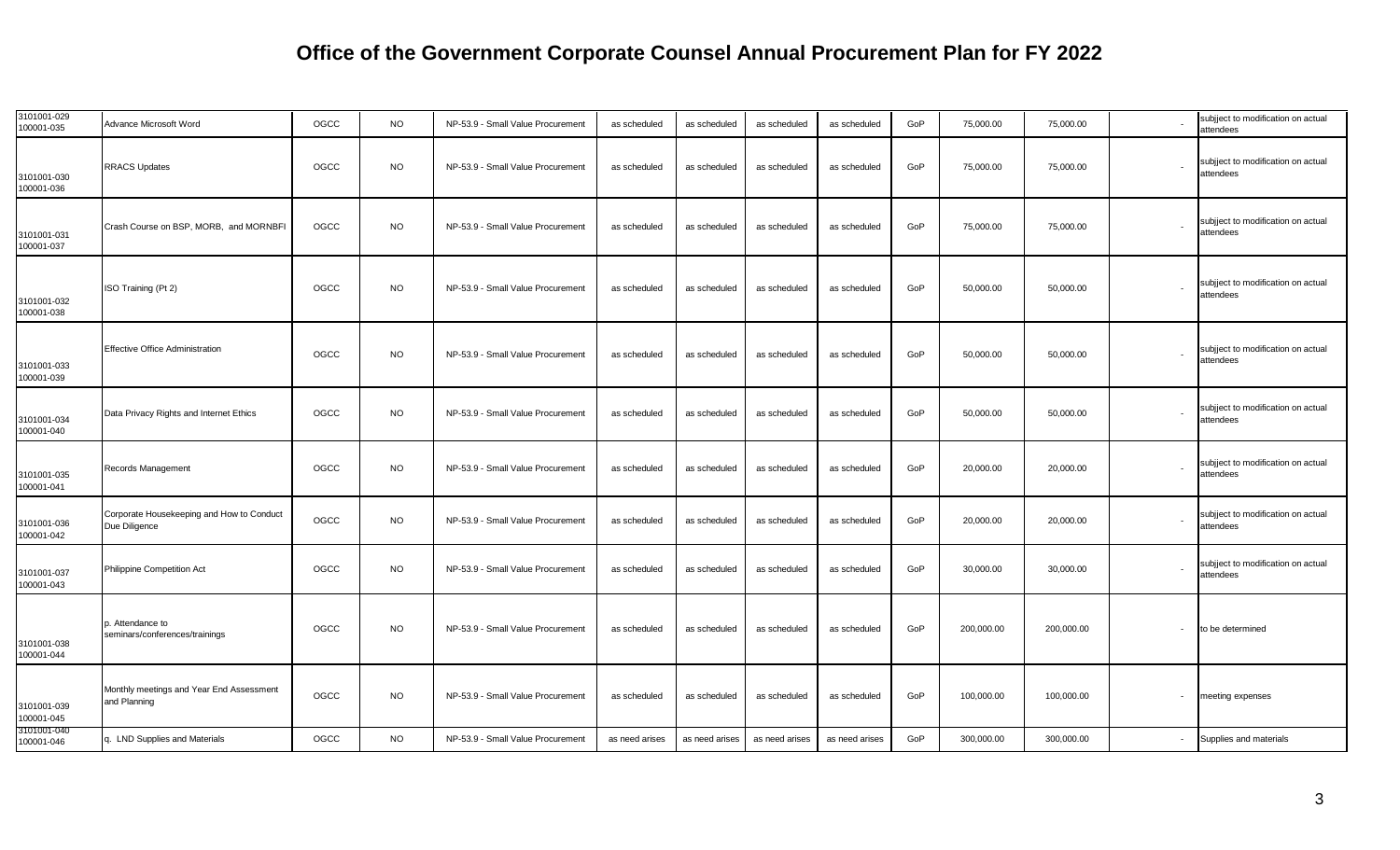# Office of the Government Corporate Counsel Annual Procurement Plan for FY 2022

| | | | | | | | | | | | | | |
|---|---|---|---|---|---|---|---|---|---|---|---|---|---|
| 3101001-029 100001-035 | Advance Microsoft Word | OGCC | NO | NP-53.9 - Small Value Procurement | as scheduled | as scheduled | as scheduled | as scheduled | GoP | 75,000.00 | 75,000.00 | - | subjject to modification on actual attendees |
| 3101001-030 100001-036 | RRACS Updates | OGCC | NO | NP-53.9 - Small Value Procurement | as scheduled | as scheduled | as scheduled | as scheduled | GoP | 75,000.00 | 75,000.00 | - | subjject to modification on actual attendees |
| 3101001-031 100001-037 | Crash Course on BSP, MORB, and MORNBFI | OGCC | NO | NP-53.9 - Small Value Procurement | as scheduled | as scheduled | as scheduled | as scheduled | GoP | 75,000.00 | 75,000.00 | - | subjject to modification on actual attendees |
| 3101001-032 100001-038 | ISO Training (Pt 2) | OGCC | NO | NP-53.9 - Small Value Procurement | as scheduled | as scheduled | as scheduled | as scheduled | GoP | 50,000.00 | 50,000.00 | - | subjject to modification on actual attendees |
| 3101001-033 100001-039 | Effective Office Administration | OGCC | NO | NP-53.9 - Small Value Procurement | as scheduled | as scheduled | as scheduled | as scheduled | GoP | 50,000.00 | 50,000.00 | - | subjject to modification on actual attendees |
| 3101001-034 100001-040 | Data Privacy Rights and Internet Ethics | OGCC | NO | NP-53.9 - Small Value Procurement | as scheduled | as scheduled | as scheduled | as scheduled | GoP | 50,000.00 | 50,000.00 | - | subjject to modification on actual attendees |
| 3101001-035 100001-041 | Records Management | OGCC | NO | NP-53.9 - Small Value Procurement | as scheduled | as scheduled | as scheduled | as scheduled | GoP | 20,000.00 | 20,000.00 | - | subjject to modification on actual attendees |
| 3101001-036 100001-042 | Corporate Housekeeping and How to Conduct Due Diligence | OGCC | NO | NP-53.9 - Small Value Procurement | as scheduled | as scheduled | as scheduled | as scheduled | GoP | 20,000.00 | 20,000.00 | - | subjject to modification on actual attendees |
| 3101001-037 100001-043 | Philippine Competition Act | OGCC | NO | NP-53.9 - Small Value Procurement | as scheduled | as scheduled | as scheduled | as scheduled | GoP | 30,000.00 | 30,000.00 | - | subjject to modification on actual attendees |
| 3101001-038 100001-044 | p. Attendance to seminars/conferences/trainings | OGCC | NO | NP-53.9 - Small Value Procurement | as scheduled | as scheduled | as scheduled | as scheduled | GoP | 200,000.00 | 200,000.00 | - | to be determined |
| 3101001-039 100001-045 | Monthly meetings and Year End Assessment and Planning | OGCC | NO | NP-53.9 - Small Value Procurement | as scheduled | as scheduled | as scheduled | as scheduled | GoP | 100,000.00 | 100,000.00 | - | meeting expenses |
| 3101001-040 100001-046 | q. LND Supplies and Materials | OGCC | NO | NP-53.9 - Small Value Procurement | as need arises | as need arises | as need arises | as need arises | GoP | 300,000.00 | 300,000.00 | - | Supplies and materials |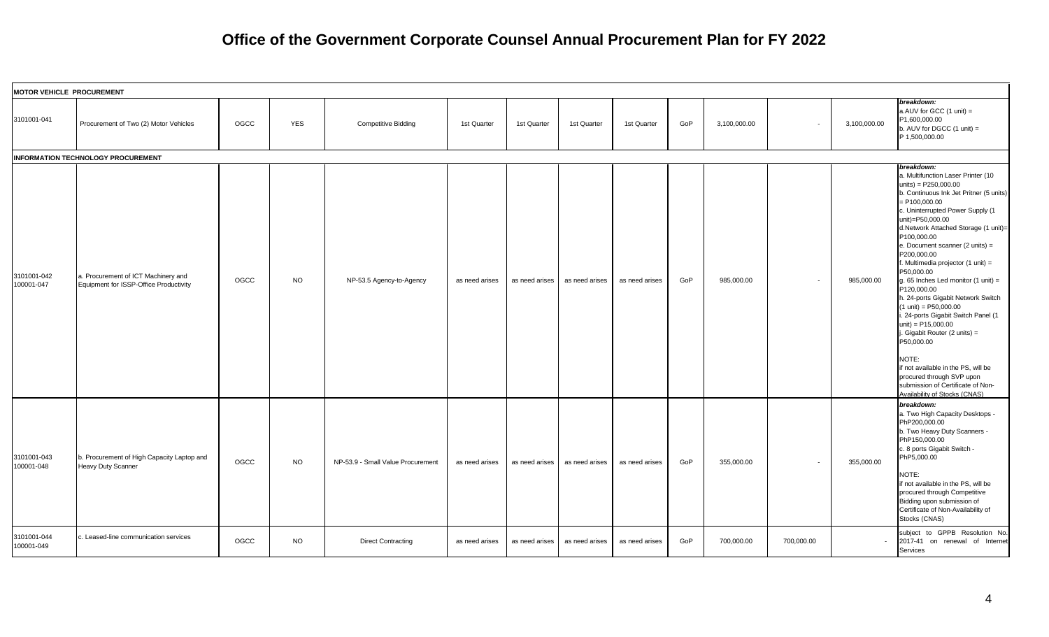# Office of the Government Corporate Counsel Annual Procurement Plan for FY 2022

| | | | | | | | | | | | | | |
|---|---|---|---|---|---|---|---|---|---|---|---|---|---|
| **MOTOR VEHICLE PROCUREMENT** | | | | | | | | | | | | | |
| 3101001-041 | Procurement of Two (2) Motor Vehicles | OGCC | YES | Competitive Bidding | 1st Quarter | 1st Quarter | 1st Quarter | 1st Quarter | GoP | 3,100,000.00 | - | 3,100,000.00 | ***breakdown:*** a.AUV for GCC (1 unit) = P1,600,000.00 b. AUV for DGCC (1 unit) = P 1,500,000.00 |
| **INFORMATION TECHNOLOGY PROCUREMENT** | | | | | | | | | | | | | |
| 3101001-042 100001-047 | a. Procurement of ICT Machinery and Equipment for ISSP-Office Productivity | OGCC | NO | NP-53.5 Agency-to-Agency | as need arises | as need arises | as need arises | as need arises | GoP | 985,000.00 | - | 985,000.00 | ***breakdown:*** a. Multifunction Laser Printer (10 units) = P250,000.00 b. Continuous Ink Jet Pritner (5 units) = P100,000.00 c. Uninterrupted Power Supply (1 unit)=P50,000.00 d.Network Attached Storage (1 unit)= P100,000.00 e. Document scanner (2 units) = P200,000.00 f. Multimedia projector (1 unit) = P50,000.00 g. 65 Inches Led monitor (1 unit) = P120,000.00 h. 24-ports Gigabit Network Switch (1 unit) = P50,000.00 i. 24-ports Gigabit Switch Panel (1 unit) = P15,000.00 j. Gigabit Router (2 units) = P50,000.00 NOTE: if not available in the PS, will be procured through SVP upon submission of Certificate of Non-Availability of Stocks (CNAS) |
| 3101001-043 100001-048 | b. Procurement of High Capacity Laptop and Heavy Duty Scanner | OGCC | NO | NP-53.9 - Small Value Procurement | as need arises | as need arises | as need arises | as need arises | GoP | 355,000.00 | - | 355,000.00 | ***breakdown:*** a. Two High Capacity Desktops - PhP200,000.00 b. Two Heavy Duty Scanners - PhP150,000.00 c. 8 ports Gigabit Switch - PhP5,000.00 NOTE: if not available in the PS, will be procured through Competitive Bidding upon submission of Certificate of Non-Availability of Stocks (CNAS) |
| 3101001-044 100001-049 | c. Leased-line communication services | OGCC | NO | Direct Contracting | as need arises | as need arises | as need arises | as need arises | GoP | 700,000.00 | 700,000.00 | - | subject to GPPB Resolution No. 2017-41 on renewal of Internet Services |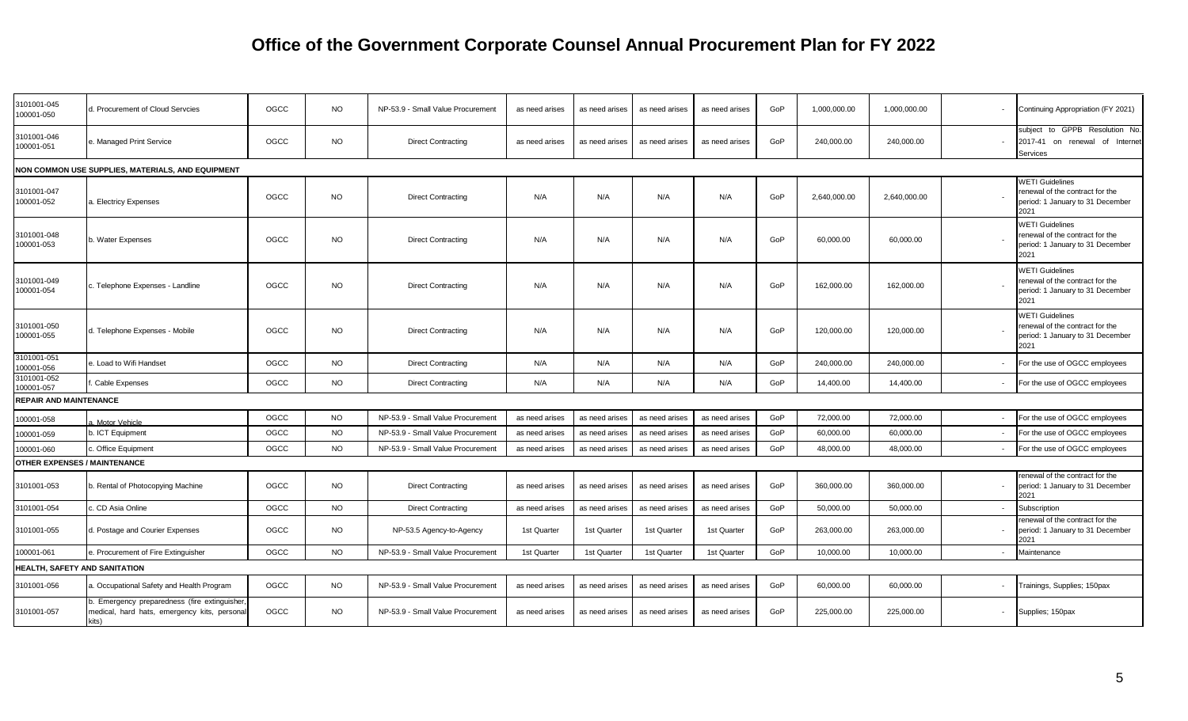# Office of the Government Corporate Counsel Annual Procurement Plan for FY 2022

| | | | | | | | | | | | | | |
|---|---|---|---|---|---|---|---|---|---|---|---|---|---|
| 3101001-045 100001-050 | d. Procurement of Cloud Servcies | OGCC | NO | NP-53.9 - Small Value Procurement | as need arises | as need arises | as need arises | as need arises | GoP | 1,000,000.00 | 1,000,000.00 | - | Continuing Appropriation (FY 2021) |
| 3101001-046 100001-051 | e. Managed Print Service | OGCC | NO | Direct Contracting | as need arises | as need arises | as need arises | as need arises | GoP | 240,000.00 | 240,000.00 | - | subject to GPPB Resolution No. 2017-41 on renewal of Internet Services |
| **NON COMMON USE SUPPLIES, MATERIALS, AND EQUIPMENT** | | | | | | | | | | | | | |
| 3101001-047 100001-052 | a. Electricy Expenses | OGCC | NO | Direct Contracting | N/A | N/A | N/A | N/A | GoP | 2,640,000.00 | 2,640,000.00 | - | WETI Guidelines renewal of the contract for the period: 1 January to 31 December 2021 |
| 3101001-048 100001-053 | b. Water Expenses | OGCC | NO | Direct Contracting | N/A | N/A | N/A | N/A | GoP | 60,000.00 | 60,000.00 | - | WETI Guidelines renewal of the contract for the period: 1 January to 31 December 2021 |
| 3101001-049 100001-054 | c. Telephone Expenses - Landline | OGCC | NO | Direct Contracting | N/A | N/A | N/A | N/A | GoP | 162,000.00 | 162,000.00 | - | WETI Guidelines renewal of the contract for the period: 1 January to 31 December 2021 |
| 3101001-050 100001-055 | d. Telephone Expenses - Mobile | OGCC | NO | Direct Contracting | N/A | N/A | N/A | N/A | GoP | 120,000.00 | 120,000.00 | - | WETI Guidelines renewal of the contract for the period: 1 January to 31 December 2021 |
| 3101001-051 100001-056 | e. Load to Wifi Handset | OGCC | NO | Direct Contracting | N/A | N/A | N/A | N/A | GoP | 240,000.00 | 240,000.00 | - | For the use of OGCC employees |
| 3101001-052 100001-057 | f. Cable Expenses | OGCC | NO | Direct Contracting | N/A | N/A | N/A | N/A | GoP | 14,400.00 | 14,400.00 | - | For the use of OGCC employees |
| **REPAIR AND MAINTENANCE** | | | | | | | | | | | | | |
| 100001-058 | a. Motor Vehicle | OGCC | NO | NP-53.9 - Small Value Procurement | as need arises | as need arises | as need arises | as need arises | GoP | 72,000.00 | 72,000.00 | - | For the use of OGCC employees |
| 100001-059 | b. ICT Equipment | OGCC | NO | NP-53.9 - Small Value Procurement | as need arises | as need arises | as need arises | as need arises | GoP | 60,000.00 | 60,000.00 | - | For the use of OGCC employees |
| 100001-060 | c. Office Equipment | OGCC | NO | NP-53.9 - Small Value Procurement | as need arises | as need arises | as need arises | as need arises | GoP | 48,000.00 | 48,000.00 | - | For the use of OGCC employees |
| **OTHER EXPENSES / MAINTENANCE** | | | | | | | | | | | | | |
| 3101001-053 | b. Rental of Photocopying Machine | OGCC | NO | Direct Contracting | as need arises | as need arises | as need arises | as need arises | GoP | 360,000.00 | 360,000.00 | - | renewal of the contract for the period: 1 January to 31 December 2021 |
| 3101001-054 | c. CD Asia Online | OGCC | NO | Direct Contracting | as need arises | as need arises | as need arises | as need arises | GoP | 50,000.00 | 50,000.00 | - | Subscription |
| 3101001-055 | d. Postage and Courier Expenses | OGCC | NO | NP-53.5 Agency-to-Agency | 1st Quarter | 1st Quarter | 1st Quarter | 1st Quarter | GoP | 263,000.00 | 263,000.00 | - | renewal of the contract for the period: 1 January to 31 December 2021 |
| 100001-061 | e. Procurement of Fire Extinguisher | OGCC | NO | NP-53.9 - Small Value Procurement | 1st Quarter | 1st Quarter | 1st Quarter | 1st Quarter | GoP | 10,000.00 | 10,000.00 | - | Maintenance |
| **HEALTH, SAFETY AND SANITATION** | | | | | | | | | | | | | |
| 3101001-056 | a. Occupational Safety and Health Program | OGCC | NO | NP-53.9 - Small Value Procurement | as need arises | as need arises | as need arises | as need arises | GoP | 60,000.00 | 60,000.00 | - | Trainings, Supplies; 150pax |
| 3101001-057 | b. Emergency preparedness (fire extinguisher, medical, hard hats, emergency kits, personal kits) | OGCC | NO | NP-53.9 - Small Value Procurement | as need arises | as need arises | as need arises | as need arises | GoP | 225,000.00 | 225,000.00 | - | Supplies; 150pax |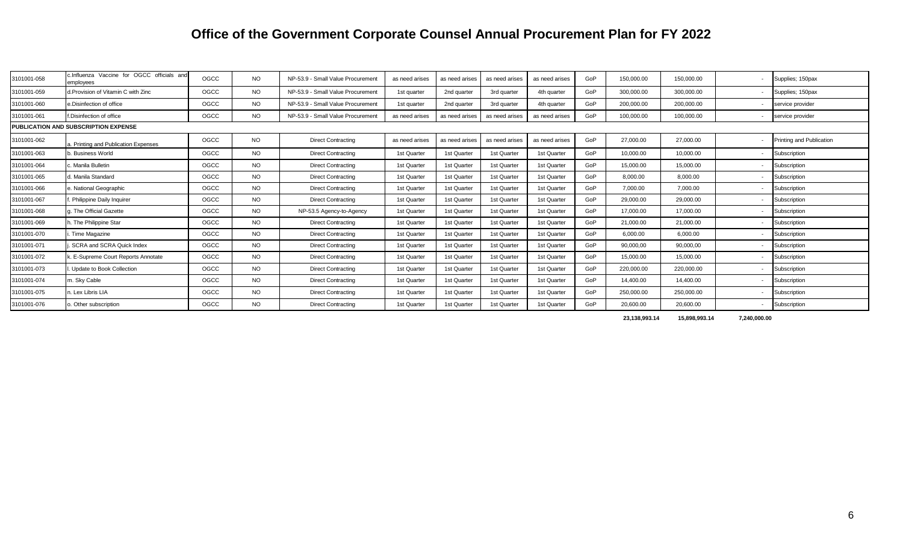# Office of the Government Corporate Counsel Annual Procurement Plan for FY 2022

| | | | | | | | | | | | | | |
|---|---|---|---|---|---|---|---|---|---|---|---|---|---|
| 3101001-058 | c.Influenza Vaccine for OGCC officials and employees | OGCC | NO | NP-53.9 - Small Value Procurement | as need arises | as need arises | as need arises | as need arises | GoP | 150,000.00 | 150,000.00 | - | Supplies; 150pax |
| 3101001-059 | d.Provision of Vitamin C with Zinc | OGCC | NO | NP-53.9 - Small Value Procurement | 1st quarter | 2nd quarter | 3rd quarter | 4th quarter | GoP | 300,000.00 | 300,000.00 | - | Supplies; 150pax |
| 3101001-060 | e.Disinfection of office | OGCC | NO | NP-53.9 - Small Value Procurement | 1st quarter | 2nd quarter | 3rd quarter | 4th quarter | GoP | 200,000.00 | 200,000.00 | - | service provider |
| 3101001-061 | f.Disinfection of office | OGCC | NO | NP-53.9 - Small Value Procurement | as need arises | as need arises | as need arises | as need arises | GoP | 100,000.00 | 100,000.00 | - | service provider |
| **PUBLICATION AND SUBSCRIPTION EXPENSE** | | | | | | | | | | | | | |
| 3101001-062 | a. Printing and Publication Expenses | OGCC | NO | Direct Contracting | as need arises | as need arises | as need arises | as need arises | GoP | 27,000.00 | 27,000.00 | - | Printing and Publication |
| 3101001-063 | b. Business World | OGCC | NO | Direct Contracting | 1st Quarter | 1st Quarter | 1st Quarter | 1st Quarter | GoP | 10,000.00 | 10,000.00 | - | Subscription |
| 3101001-064 | c. Manila Bulletin | OGCC | NO | Direct Contracting | 1st Quarter | 1st Quarter | 1st Quarter | 1st Quarter | GoP | 15,000.00 | 15,000.00 | - | Subscription |
| 3101001-065 | d. Manila Standard | OGCC | NO | Direct Contracting | 1st Quarter | 1st Quarter | 1st Quarter | 1st Quarter | GoP | 8,000.00 | 8,000.00 | - | Subscription |
| 3101001-066 | e. National Geographic | OGCC | NO | Direct Contracting | 1st Quarter | 1st Quarter | 1st Quarter | 1st Quarter | GoP | 7,000.00 | 7,000.00 | - | Subscription |
| 3101001-067 | f. Philippine Daily Inquirer | OGCC | NO | Direct Contracting | 1st Quarter | 1st Quarter | 1st Quarter | 1st Quarter | GoP | 29,000.00 | 29,000.00 | - | Subscription |
| 3101001-068 | g. The Official Gazette | OGCC | NO | NP-53.5 Agency-to-Agency | 1st Quarter | 1st Quarter | 1st Quarter | 1st Quarter | GoP | 17,000.00 | 17,000.00 | - | Subscription |
| 3101001-069 | h. The Philippine Star | OGCC | NO | Direct Contracting | 1st Quarter | 1st Quarter | 1st Quarter | 1st Quarter | GoP | 21,000.00 | 21,000.00 | - | Subscription |
| 3101001-070 | i. Time Magazine | OGCC | NO | Direct Contracting | 1st Quarter | 1st Quarter | 1st Quarter | 1st Quarter | GoP | 6,000.00 | 6,000.00 | - | Subscription |
| 3101001-071 | j. SCRA and SCRA Quick Index | OGCC | NO | Direct Contracting | 1st Quarter | 1st Quarter | 1st Quarter | 1st Quarter | GoP | 90,000,00 | 90,000,00 | - | Subscription |
| 3101001-072 | k. E-Supreme Court Reports Annotate | OGCC | NO | Direct Contracting | 1st Quarter | 1st Quarter | 1st Quarter | 1st Quarter | GoP | 15,000.00 | 15,000.00 | - | Subscription |
| 3101001-073 | l. Update to Book Collection | OGCC | NO | Direct Contracting | 1st Quarter | 1st Quarter | 1st Quarter | 1st Quarter | GoP | 220,000.00 | 220,000.00 | - | Subscription |
| 3101001-074 | m. Sky Cable | OGCC | NO | Direct Contracting | 1st Quarter | 1st Quarter | 1st Quarter | 1st Quarter | GoP | 14,400.00 | 14,400.00 | - | Subscription |
| 3101001-075 | n. Lex Libris LIA | OGCC | NO | Direct Contracting | 1st Quarter | 1st Quarter | 1st Quarter | 1st Quarter | GoP | 250,000.00 | 250,000.00 | - | Subscription |
| 3101001-076 | o. Other subscription | OGCC | NO | Direct Contracting | 1st Quarter | 1st Quarter | 1st Quarter | 1st Quarter | GoP | 20,600.00 | 20,600.00 | - | Subscription |
| | | | | | | | | | | **23,138,993.14** | **15,898,993.14** | **7,240,000.00** | |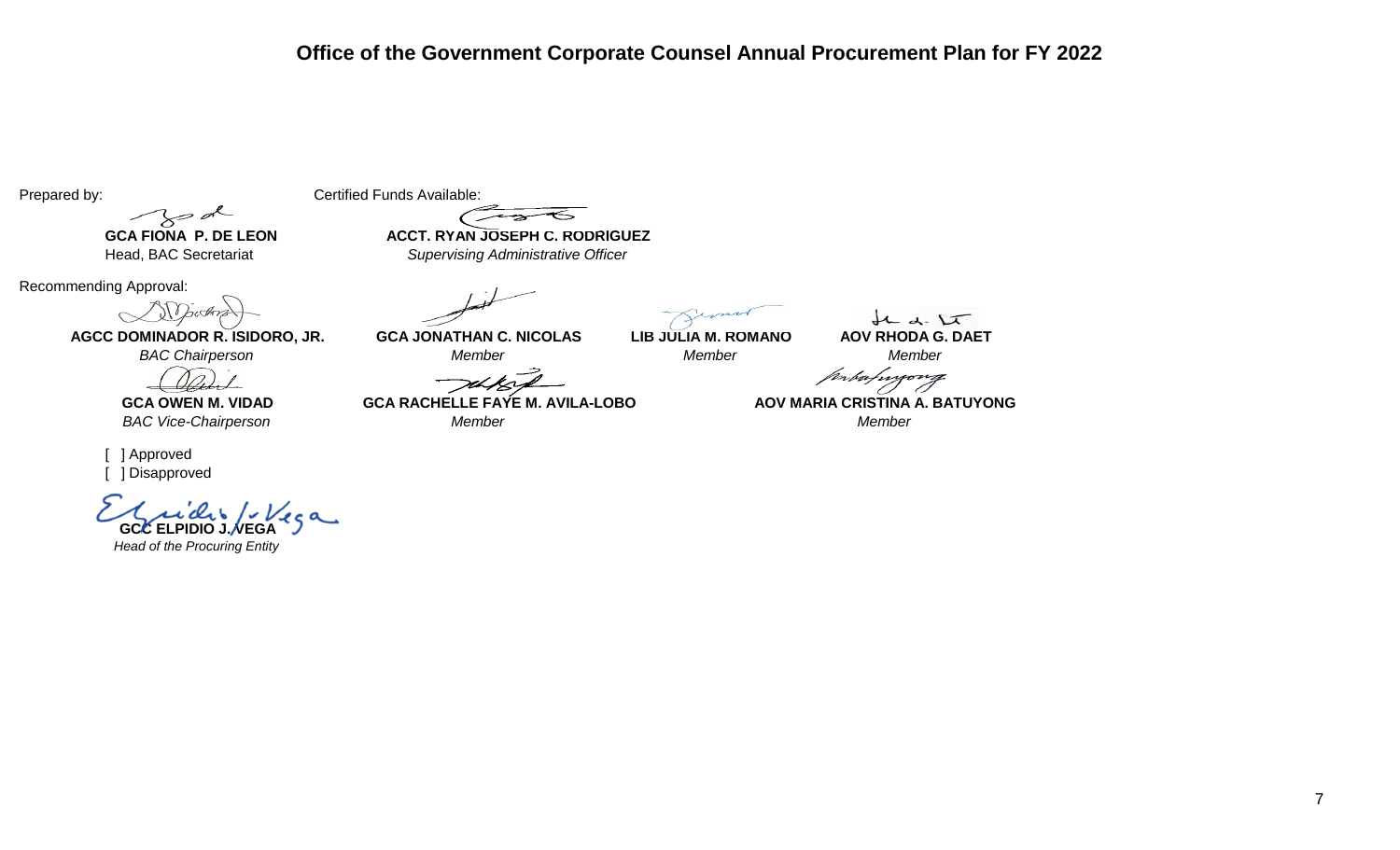# Office of the Government Corporate Counsel Annual Procurement Plan for FY 2022

Prepared by:

**GCA FIONA P. DE LEON**
Head, BAC Secretariat

Certified Funds Available:

**ACCT. RYAN JOSEPH C. RODRIGUEZ**
*Supervising Administrative Officer*

Recommending Approval:

**AGCC DOMINADOR R. ISIDORO, JR.**
*BAC Chairperson*

**GCA JONATHAN C. NICOLAS**
*Member*

**LIB JULIA M. ROMANO**
*Member*

**AOV RHODA G. DAET**
*Member*

**GCA OWEN M. VIDAD**
*BAC Vice-Chairperson*

**GCA RACHELLE FAYE M. AVILA-LOBO**
*Member*

**AOV MARIA CRISTINA A. BATUYONG**
*Member*

[ ] Approved
[ ] Disapproved

**GCC ELPIDIO J. VEGA**
*Head of the Procuring Entity*